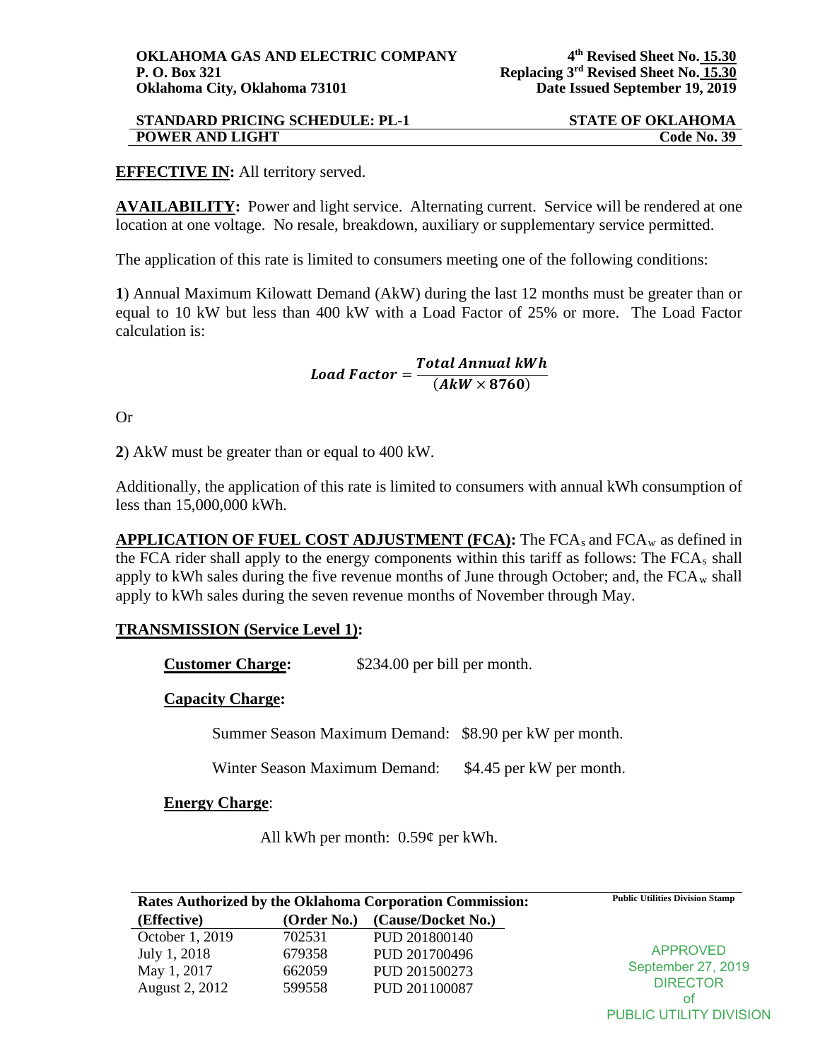**OKLAHOMA GAS AND ELECTRIC COMPANY**
**P. O. Box 321**
**Oklahoma City, Oklahoma 73101**

**4th Revised Sheet No. 15.30**
**Replacing 3rd Revised Sheet No. 15.30**
**Date Issued September 19, 2019**

**STANDARD PRICING SCHEDULE: PL-1** — **STATE OF OKLAHOMA**
**POWER AND LIGHT** — **Code No. 39**

**EFFECTIVE IN:** All territory served.

**AVAILABILITY:** Power and light service. Alternating current. Service will be rendered at one location at one voltage. No resale, breakdown, auxiliary or supplementary service permitted.

The application of this rate is limited to consumers meeting one of the following conditions:

**1**) Annual Maximum Kilowatt Demand (AkW) during the last 12 months must be greater than or equal to 10 kW but less than 400 kW with a Load Factor of 25% or more. The Load Factor calculation is:

$$\textit{Load Factor} = \frac{\textbf{\textit{Total Annual kWh}}}{(\textbf{\textit{AkW}} \times \mathbf{8760})}$$

Or

**2**) AkW must be greater than or equal to 400 kW.

Additionally, the application of this rate is limited to consumers with annual kWh consumption of less than 15,000,000 kWh.

**APPLICATION OF FUEL COST ADJUSTMENT (FCA):** The $FCA_s$ and $FCA_w$ as defined in the FCA rider shall apply to the energy components within this tariff as follows: The $FCA_s$ shall apply to kWh sales during the five revenue months of June through October; and, the $FCA_w$ shall apply to kWh sales during the seven revenue months of November through May.

**TRANSMISSION (Service Level 1):**

**Customer Charge:** $234.00 per bill per month.

**Capacity Charge:**

Summer Season Maximum Demand: $8.90 per kW per month.

Winter Season Maximum Demand: $4.45 per kW per month.

**Energy Charge**:

All kWh per month: 0.59¢ per kWh.

**Rates Authorized by the Oklahoma Corporation Commission:**

| (Effective) | (Order No.) | (Cause/Docket No.) |
|---|---|---|
| October 1, 2019 | 702531 | PUD 201800140 |
| July 1, 2018 | 679358 | PUD 201700496 |
| May 1, 2017 | 662059 | PUD 201500273 |
| August 2, 2012 | 599558 | PUD 201100087 |

Public Utilities Division Stamp

APPROVED
September 27, 2019
DIRECTOR
of
PUBLIC UTILITY DIVISION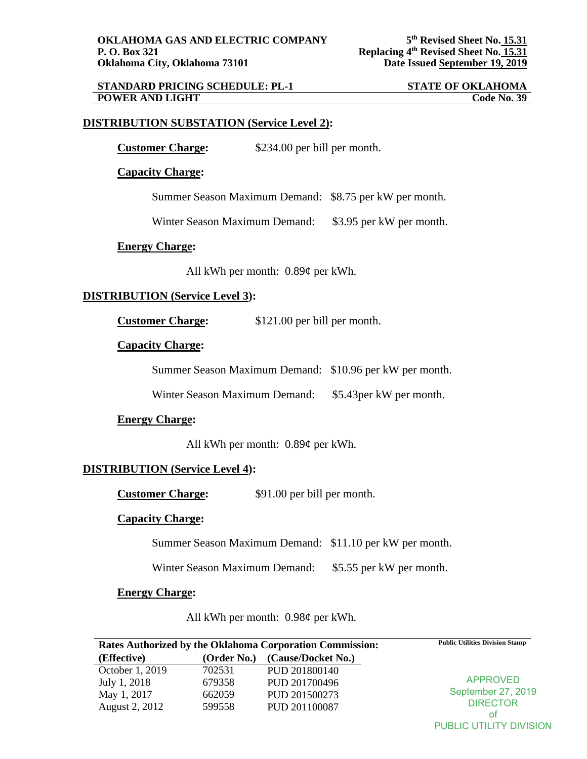**OKLAHOMA GAS AND ELECTRIC COMPANY**
**P. O. Box 321**
**Oklahoma City, Oklahoma 73101**

**5th Revised Sheet No. 15.31**
**Replacing 4th Revised Sheet No. 15.31**
**Date Issued September 19, 2019**

**STANDARD PRICING SCHEDULE: PL-1** **STATE OF OKLAHOMA**
**POWER AND LIGHT** **Code No. 39**

## DISTRIBUTION SUBSTATION (Service Level 2):

**Customer Charge:** $234.00 per bill per month.

**Capacity Charge:**

Summer Season Maximum Demand: $8.75 per kW per month.

Winter Season Maximum Demand: $3.95 per kW per month.

**Energy Charge:**

All kWh per month: 0.89¢ per kWh.

## DISTRIBUTION (Service Level 3):

**Customer Charge:** $121.00 per bill per month.

**Capacity Charge:**

Summer Season Maximum Demand: $10.96 per kW per month.

Winter Season Maximum Demand: $5.43per kW per month.

**Energy Charge:**

All kWh per month: 0.89¢ per kWh.

## DISTRIBUTION (Service Level 4):

**Customer Charge:** $91.00 per bill per month.

**Capacity Charge:**

Summer Season Maximum Demand: $11.10 per kW per month.

Winter Season Maximum Demand: $5.55 per kW per month.

**Energy Charge:**

All kWh per month: 0.98¢ per kWh.

**Rates Authorized by the Oklahoma Corporation Commission:**

| (Effective) | (Order No.) | (Cause/Docket No.) |
|---|---|---|
| October 1, 2019 | 702531 | PUD 201800140 |
| July 1, 2018 | 679358 | PUD 201700496 |
| May 1, 2017 | 662059 | PUD 201500273 |
| August 2, 2012 | 599558 | PUD 201100087 |

**Public Utilities Division Stamp**

APPROVED
September 27, 2019
DIRECTOR
of
PUBLIC UTILITY DIVISION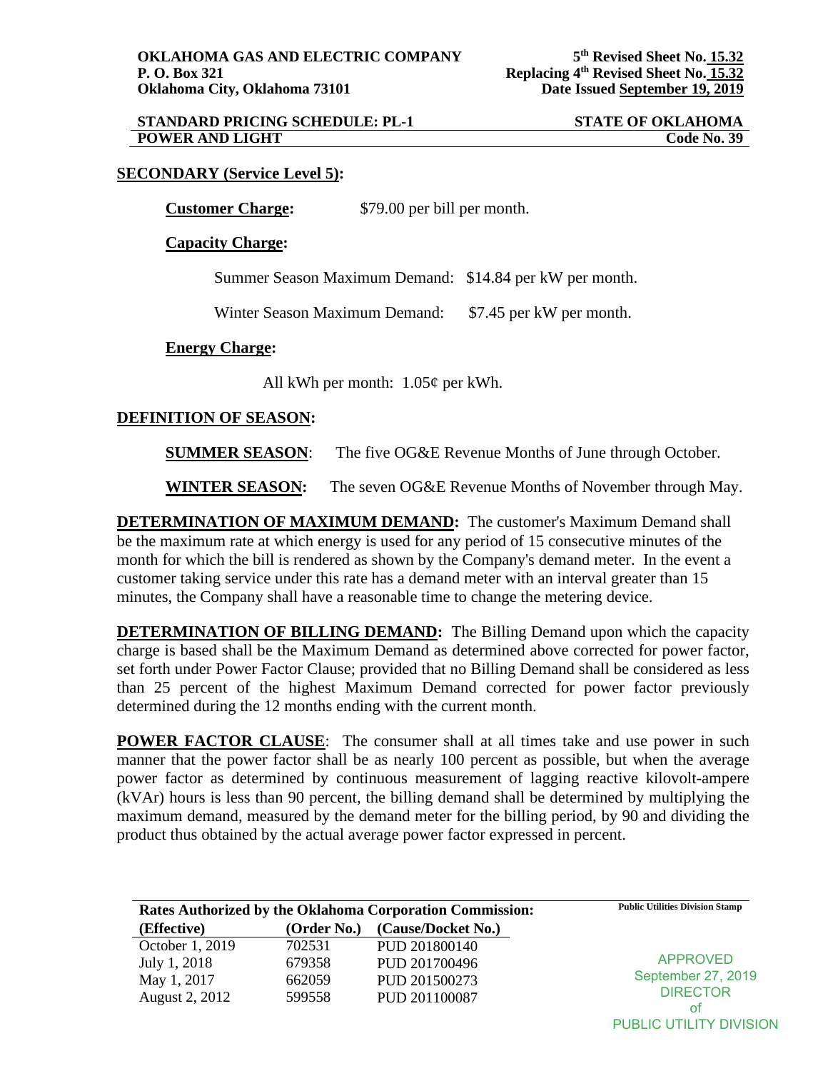**OKLAHOMA GAS AND ELECTRIC COMPANY**
**P. O. Box 321**
**Oklahoma City, Oklahoma 73101**

**5th Revised Sheet No. 15.32**
**Replacing 4th Revised Sheet No. 15.32**
**Date Issued September 19, 2019**

**STANDARD PRICING SCHEDULE: PL-1** | **STATE OF OKLAHOMA**
**POWER AND LIGHT** | **Code No. 39**

## SECONDARY (Service Level 5):

**Customer Charge:** $79.00 per bill per month.

**Capacity Charge:**

Summer Season Maximum Demand: $14.84 per kW per month.

Winter Season Maximum Demand: $7.45 per kW per month.

**Energy Charge:**

All kWh per month: 1.05¢ per kWh.

## DEFINITION OF SEASON:

**SUMMER SEASON**: The five OG&E Revenue Months of June through October.

**WINTER SEASON:** The seven OG&E Revenue Months of November through May.

**DETERMINATION OF MAXIMUM DEMAND:** The customer's Maximum Demand shall be the maximum rate at which energy is used for any period of 15 consecutive minutes of the month for which the bill is rendered as shown by the Company's demand meter. In the event a customer taking service under this rate has a demand meter with an interval greater than 15 minutes, the Company shall have a reasonable time to change the metering device.

**DETERMINATION OF BILLING DEMAND:** The Billing Demand upon which the capacity charge is based shall be the Maximum Demand as determined above corrected for power factor, set forth under Power Factor Clause; provided that no Billing Demand shall be considered as less than 25 percent of the highest Maximum Demand corrected for power factor previously determined during the 12 months ending with the current month.

**POWER FACTOR CLAUSE**: The consumer shall at all times take and use power in such manner that the power factor shall be as nearly 100 percent as possible, but when the average power factor as determined by continuous measurement of lagging reactive kilovolt-ampere (kVAr) hours is less than 90 percent, the billing demand shall be determined by multiplying the maximum demand, measured by the demand meter for the billing period, by 90 and dividing the product thus obtained by the actual average power factor expressed in percent.

**Rates Authorized by the Oklahoma Corporation Commission:**

| (Effective) | (Order No.) | (Cause/Docket No.) |
|---|---|---|
| October 1, 2019 | 702531 | PUD 201800140 |
| July 1, 2018 | 679358 | PUD 201700496 |
| May 1, 2017 | 662059 | PUD 201500273 |
| August 2, 2012 | 599558 | PUD 201100087 |

Public Utilities Division Stamp

APPROVED
September 27, 2019
DIRECTOR
of
PUBLIC UTILITY DIVISION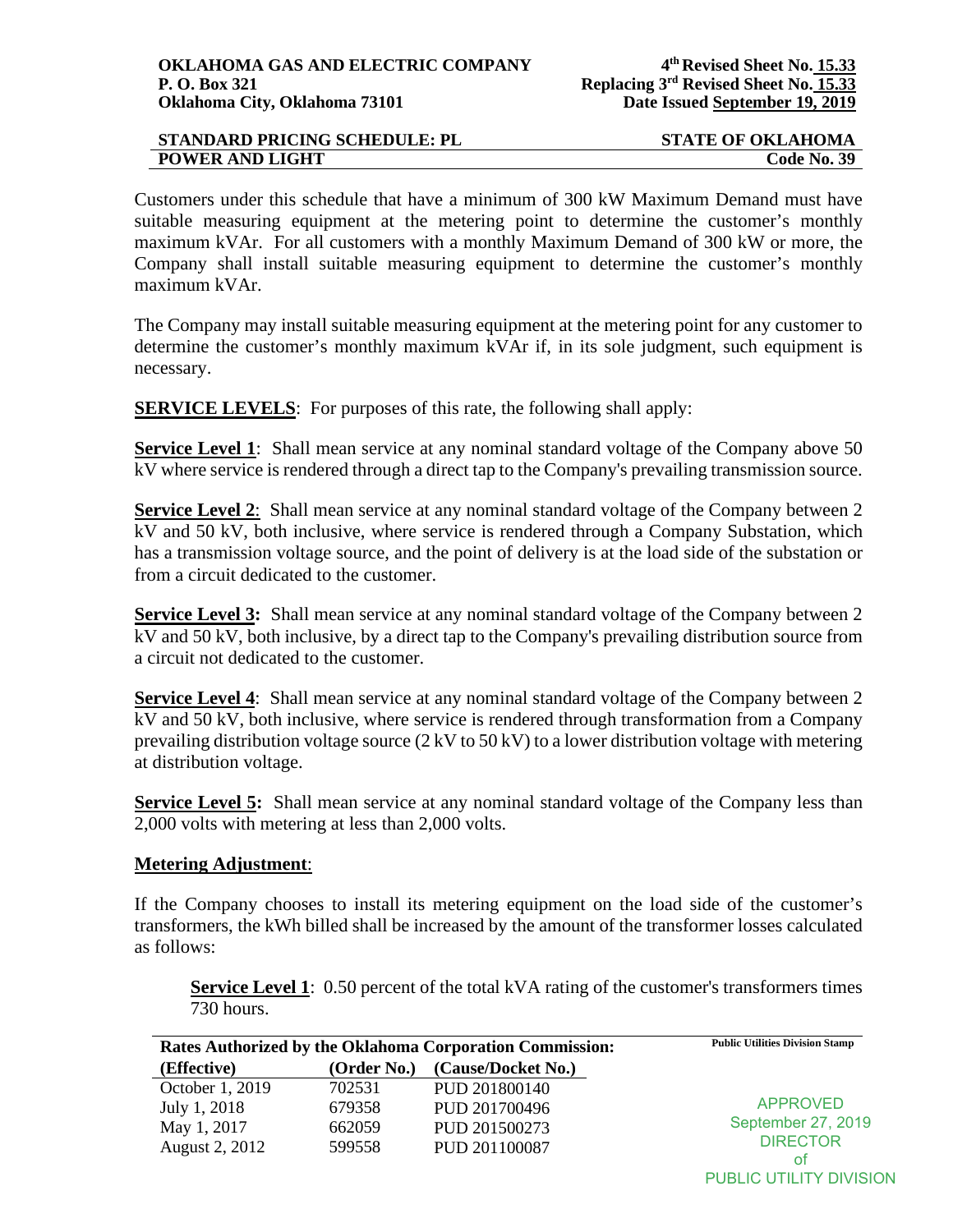Customers under this schedule that have a minimum of 300 kW Maximum Demand must have suitable measuring equipment at the metering point to determine the customer's monthly maximum kVAr. For all customers with a monthly Maximum Demand of 300 kW or more, the Company shall install suitable measuring equipment to determine the customer's monthly maximum kVAr.

The Company may install suitable measuring equipment at the metering point for any customer to determine the customer's monthly maximum kVAr if, in its sole judgment, such equipment is necessary.

**SERVICE LEVELS**: For purposes of this rate, the following shall apply:

**Service Level 1**: Shall mean service at any nominal standard voltage of the Company above 50 kV where service is rendered through a direct tap to the Company's prevailing transmission source.

**Service Level 2**: Shall mean service at any nominal standard voltage of the Company between 2 kV and 50 kV, both inclusive, where service is rendered through a Company Substation, which has a transmission voltage source, and the point of delivery is at the load side of the substation or from a circuit dedicated to the customer.

**Service Level 3:** Shall mean service at any nominal standard voltage of the Company between 2 kV and 50 kV, both inclusive, by a direct tap to the Company's prevailing distribution source from a circuit not dedicated to the customer.

**Service Level 4**: Shall mean service at any nominal standard voltage of the Company between 2 kV and 50 kV, both inclusive, where service is rendered through transformation from a Company prevailing distribution voltage source (2 kV to 50 kV) to a lower distribution voltage with metering at distribution voltage.

**Service Level 5:** Shall mean service at any nominal standard voltage of the Company less than 2,000 volts with metering at less than 2,000 volts.

**Metering Adjustment**:

If the Company chooses to install its metering equipment on the load side of the customer's transformers, the kWh billed shall be increased by the amount of the transformer losses calculated as follows:

> **Service Level 1**: 0.50 percent of the total kVA rating of the customer's transformers times 730 hours.

**Rates Authorized by the Oklahoma Corporation Commission:**

| (Effective) | (Order No.) | (Cause/Docket No.) |
|---|---|---|
| October 1, 2019 | 702531 | PUD 201800140 |
| July 1, 2018 | 679358 | PUD 201700496 |
| May 1, 2017 | 662059 | PUD 201500273 |
| August 2, 2012 | 599558 | PUD 201100087 |

Public Utilities Division Stamp

APPROVED
September 27, 2019
DIRECTOR
of
PUBLIC UTILITY DIVISION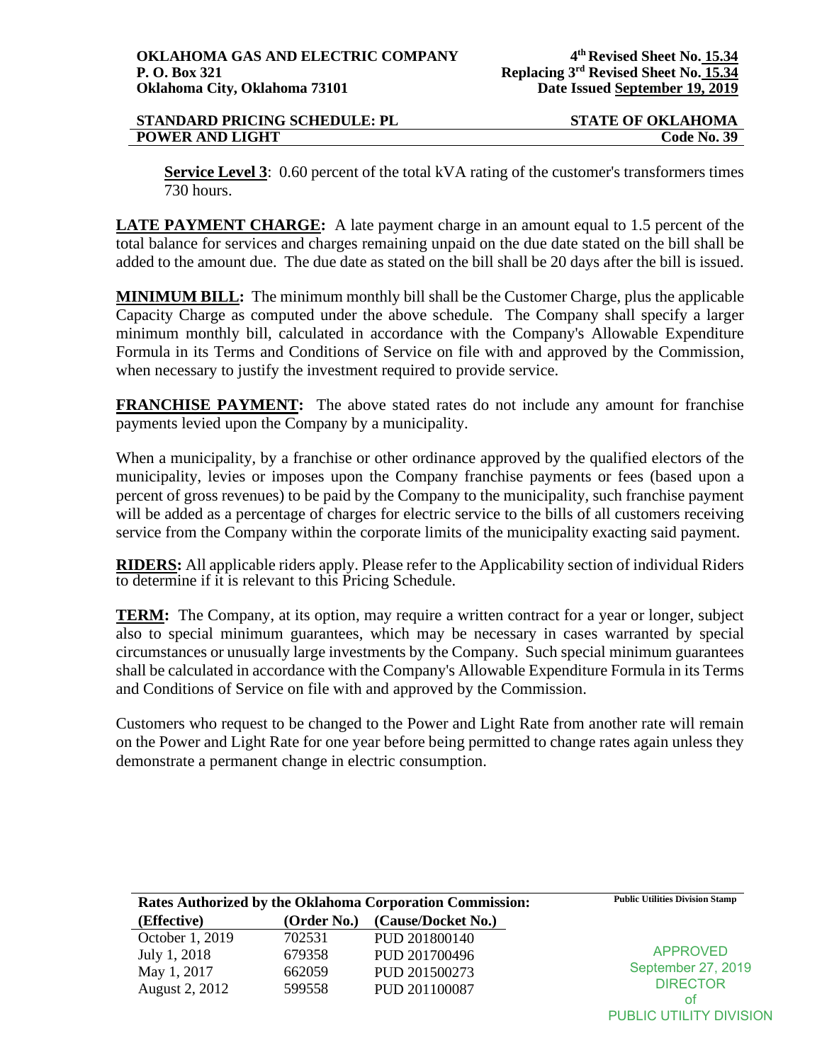**OKLAHOMA GAS AND ELECTRIC COMPANY**
**P. O. Box 321**
**Oklahoma City, Oklahoma 73101**

**4th Revised Sheet No. 15.34**
**Replacing 3rd Revised Sheet No. 15.34**
**Date Issued September 19, 2019**

**STANDARD PRICING SCHEDULE: PL** — **STATE OF OKLAHOMA**
**POWER AND LIGHT** — **Code No. 39**

**Service Level 3**: 0.60 percent of the total kVA rating of the customer's transformers times 730 hours.

**LATE PAYMENT CHARGE:** A late payment charge in an amount equal to 1.5 percent of the total balance for services and charges remaining unpaid on the due date stated on the bill shall be added to the amount due. The due date as stated on the bill shall be 20 days after the bill is issued.

**MINIMUM BILL:** The minimum monthly bill shall be the Customer Charge, plus the applicable Capacity Charge as computed under the above schedule. The Company shall specify a larger minimum monthly bill, calculated in accordance with the Company's Allowable Expenditure Formula in its Terms and Conditions of Service on file with and approved by the Commission, when necessary to justify the investment required to provide service.

**FRANCHISE PAYMENT:** The above stated rates do not include any amount for franchise payments levied upon the Company by a municipality.

When a municipality, by a franchise or other ordinance approved by the qualified electors of the municipality, levies or imposes upon the Company franchise payments or fees (based upon a percent of gross revenues) to be paid by the Company to the municipality, such franchise payment will be added as a percentage of charges for electric service to the bills of all customers receiving service from the Company within the corporate limits of the municipality exacting said payment.

**RIDERS:** All applicable riders apply. Please refer to the Applicability section of individual Riders to determine if it is relevant to this Pricing Schedule.

**TERM:** The Company, at its option, may require a written contract for a year or longer, subject also to special minimum guarantees, which may be necessary in cases warranted by special circumstances or unusually large investments by the Company. Such special minimum guarantees shall be calculated in accordance with the Company's Allowable Expenditure Formula in its Terms and Conditions of Service on file with and approved by the Commission.

Customers who request to be changed to the Power and Light Rate from another rate will remain on the Power and Light Rate for one year before being permitted to change rates again unless they demonstrate a permanent change in electric consumption.

**Rates Authorized by the Oklahoma Corporation Commission:**

| (Effective) | (Order No.) | (Cause/Docket No.) |
|---|---|---|
| October 1, 2019 | 702531 | PUD 201800140 |
| July 1, 2018 | 679358 | PUD 201700496 |
| May 1, 2017 | 662059 | PUD 201500273 |
| August 2, 2012 | 599558 | PUD 201100087 |

Public Utilities Division Stamp

APPROVED
September 27, 2019
DIRECTOR
of
PUBLIC UTILITY DIVISION